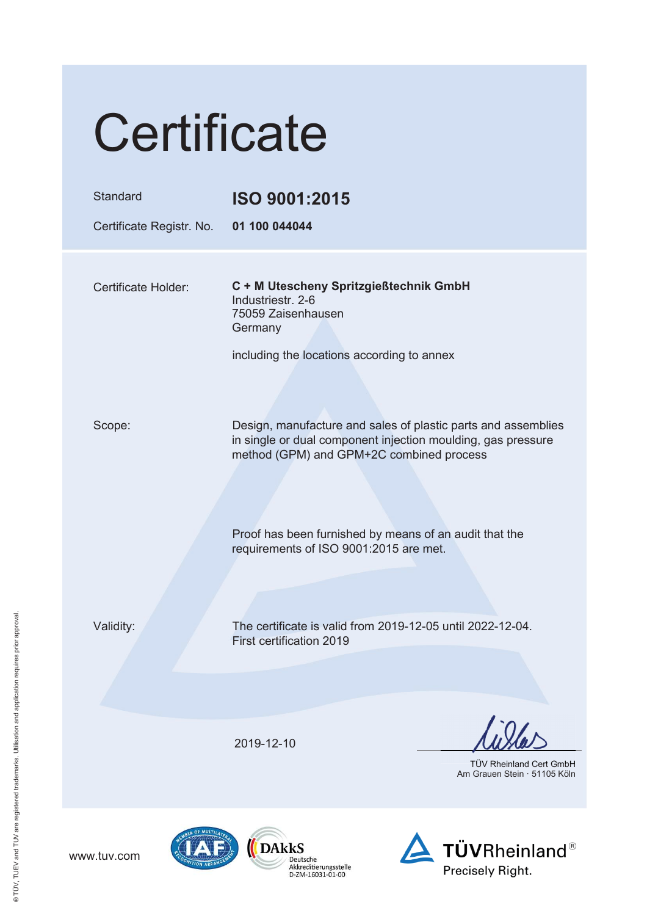# Certificate

| | |
|---|---|
| Standard | **ISO 9001:2015** |
| Certificate Registr. No. | **01 100 044044** |

Certificate Holder: **C + M Utescheny Spritzgießtechnik GmbH**
Industriestr. 2-6
75059 Zaisenhausen
Germany

including the locations according to annex

Scope: Design, manufacture and sales of plastic parts and assemblies in single or dual component injection moulding, gas pressure method (GPM) and GPM+2C combined process

Proof has been furnished by means of an audit that the requirements of ISO 9001:2015 are met.

Validity: The certificate is valid from 2019-12-05 until 2022-12-04.
First certification 2019

2019-12-10

TÜV Rheinland Cert GmbH
Am Grauen Stein · 51105 Köln

www.tuv.com

DAkkS Deutsche Akkreditierungsstelle D-ZM-16031-01-00

TÜVRheinland®
Precisely Right.

® TÜV, TUEV and TUV are registered trademarks. Utilisation and application requires prior approval.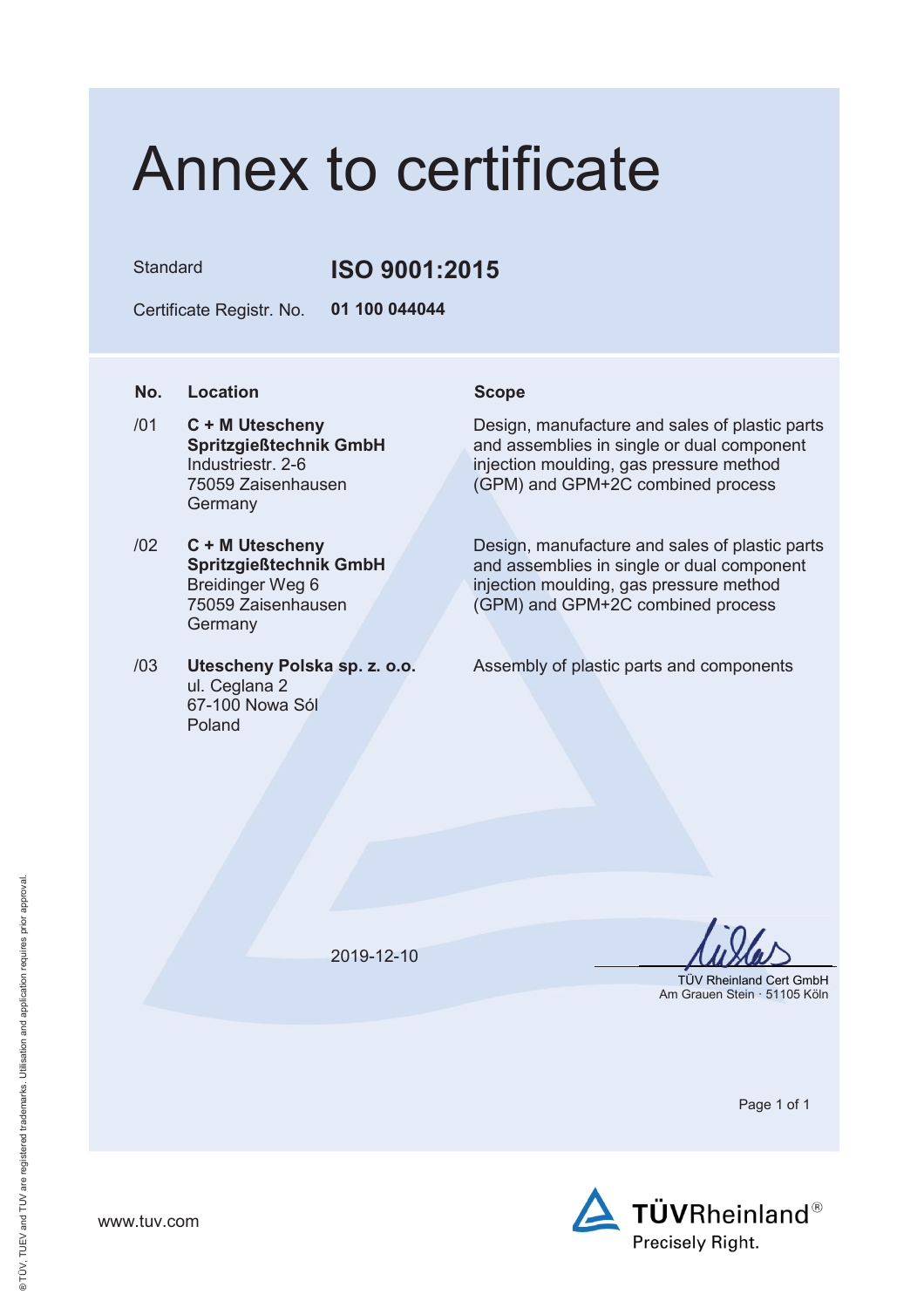# Annex to certificate

Standard **ISO 9001:2015**

Certificate Registr. No. **01 100 044044**

| No. | Location | Scope |
|---|---|---|
| /01 | **C + M Utescheny Spritzgießtechnik GmbH**<br>Industriestr. 2-6<br>75059 Zaisenhausen<br>Germany | Design, manufacture and sales of plastic parts and assemblies in single or dual component injection moulding, gas pressure method (GPM) and GPM+2C combined process |
| /02 | **C + M Utescheny Spritzgießtechnik GmbH**<br>Breidinger Weg 6<br>75059 Zaisenhausen<br>Germany | Design, manufacture and sales of plastic parts and assemblies in single or dual component injection moulding, gas pressure method (GPM) and GPM+2C combined process |
| /03 | **Utescheny Polska sp. z. o.o.**<br>ul. Ceglana 2<br>67-100 Nowa Sól<br>Poland | Assembly of plastic parts and components |

2019-12-10

TÜV Rheinland Cert GmbH
Am Grauen Stein · 51105 Köln

www.tuv.com

TÜVRheinland®
Precisely Right.

® TÜV, TUEV and TUV are registered trademarks. Utilisation and application requires prior approval.